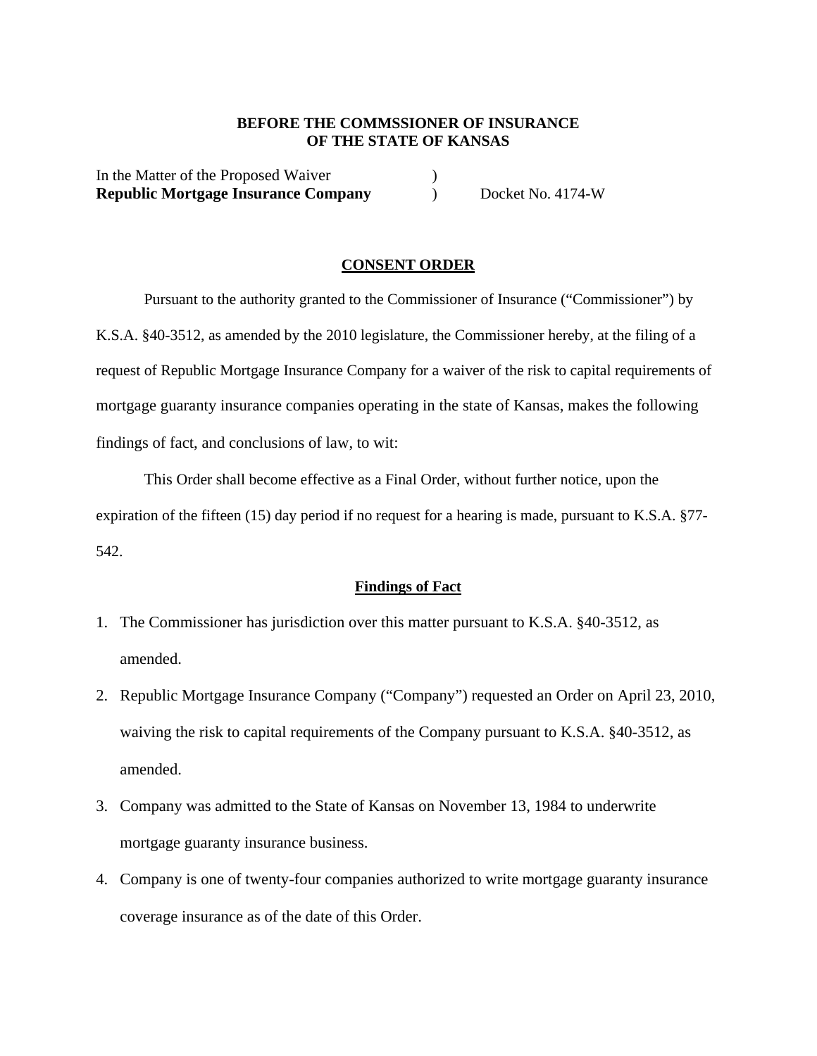**BEFORE THE COMMSSIONER OF INSURANCE**
**OF THE STATE OF KANSAS**

In the Matter of the Proposed Waiver )
**Republic Mortgage Insurance Company** ) Docket No. 4174-W

**CONSENT ORDER**

Pursuant to the authority granted to the Commissioner of Insurance ("Commissioner") by K.S.A. §40-3512, as amended by the 2010 legislature, the Commissioner hereby, at the filing of a request of Republic Mortgage Insurance Company for a waiver of the risk to capital requirements of mortgage guaranty insurance companies operating in the state of Kansas, makes the following findings of fact, and conclusions of law, to wit:

This Order shall become effective as a Final Order, without further notice, upon the expiration of the fifteen (15) day period if no request for a hearing is made, pursuant to K.S.A. §77-542.

**Findings of Fact**

1. The Commissioner has jurisdiction over this matter pursuant to K.S.A. §40-3512, as amended.
2. Republic Mortgage Insurance Company ("Company") requested an Order on April 23, 2010, waiving the risk to capital requirements of the Company pursuant to K.S.A. §40-3512, as amended.
3. Company was admitted to the State of Kansas on November 13, 1984 to underwrite mortgage guaranty insurance business.
4. Company is one of twenty-four companies authorized to write mortgage guaranty insurance coverage insurance as of the date of this Order.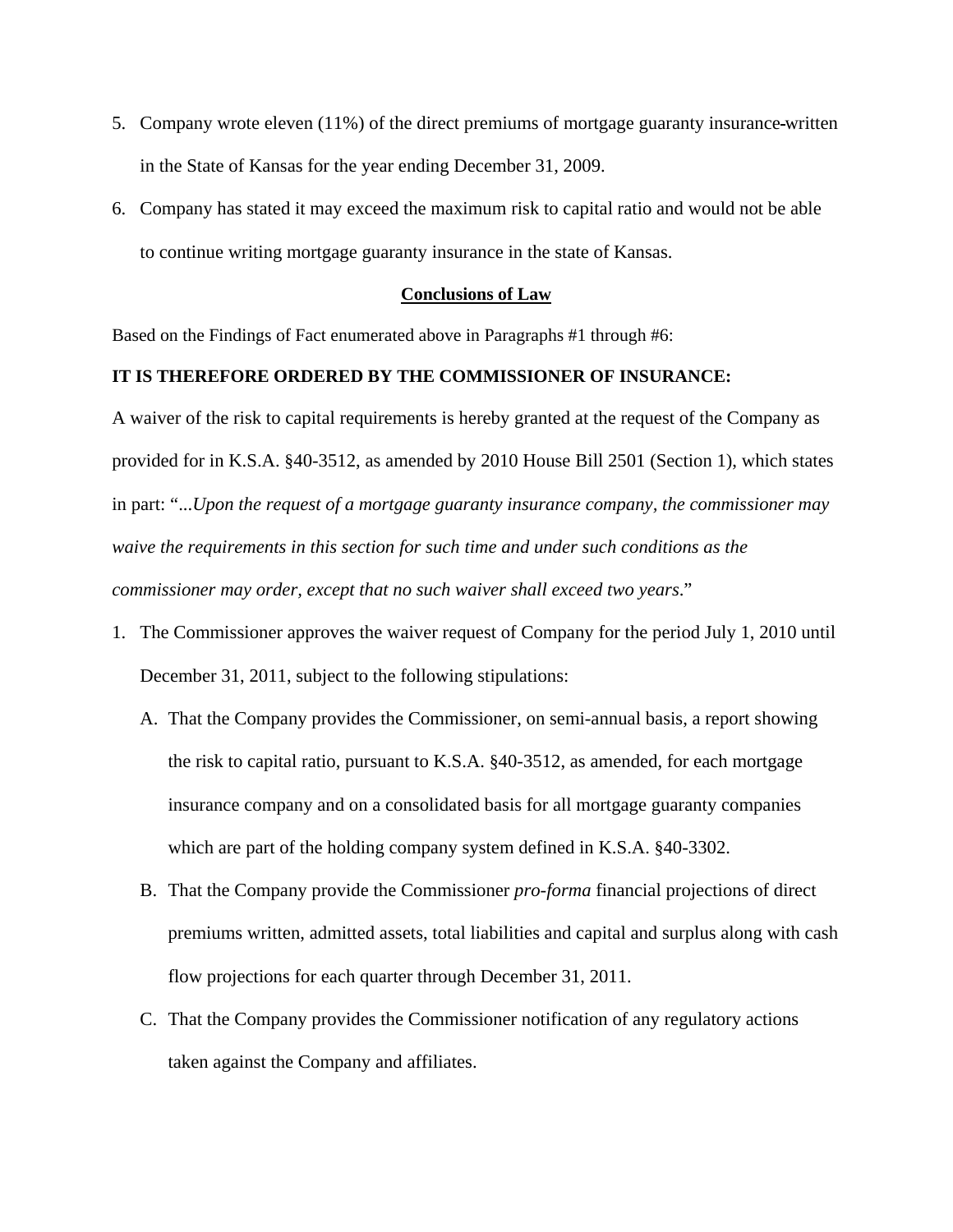5. Company wrote eleven (11%) of the direct premiums of mortgage guaranty insurance-written in the State of Kansas for the year ending December 31, 2009.
6. Company has stated it may exceed the maximum risk to capital ratio and would not be able to continue writing mortgage guaranty insurance in the state of Kansas.

**Conclusions of Law**

Based on the Findings of Fact enumerated above in Paragraphs #1 through #6:

**IT IS THEREFORE ORDERED BY THE COMMISSIONER OF INSURANCE:**

A waiver of the risk to capital requirements is hereby granted at the request of the Company as provided for in K.S.A. §40-3512, as amended by 2010 House Bill 2501 (Section 1), which states in part: "*...Upon the request of a mortgage guaranty insurance company, the commissioner may waive the requirements in this section for such time and under such conditions as the commissioner may order, except that no such waiver shall exceed two years*."

1. The Commissioner approves the waiver request of Company for the period July 1, 2010 until December 31, 2011, subject to the following stipulations:
   A. That the Company provides the Commissioner, on semi-annual basis, a report showing the risk to capital ratio, pursuant to K.S.A. §40-3512, as amended, for each mortgage insurance company and on a consolidated basis for all mortgage guaranty companies which are part of the holding company system defined in K.S.A. §40-3302.
   B. That the Company provide the Commissioner *pro-forma* financial projections of direct premiums written, admitted assets, total liabilities and capital and surplus along with cash flow projections for each quarter through December 31, 2011.
   C. That the Company provides the Commissioner notification of any regulatory actions taken against the Company and affiliates.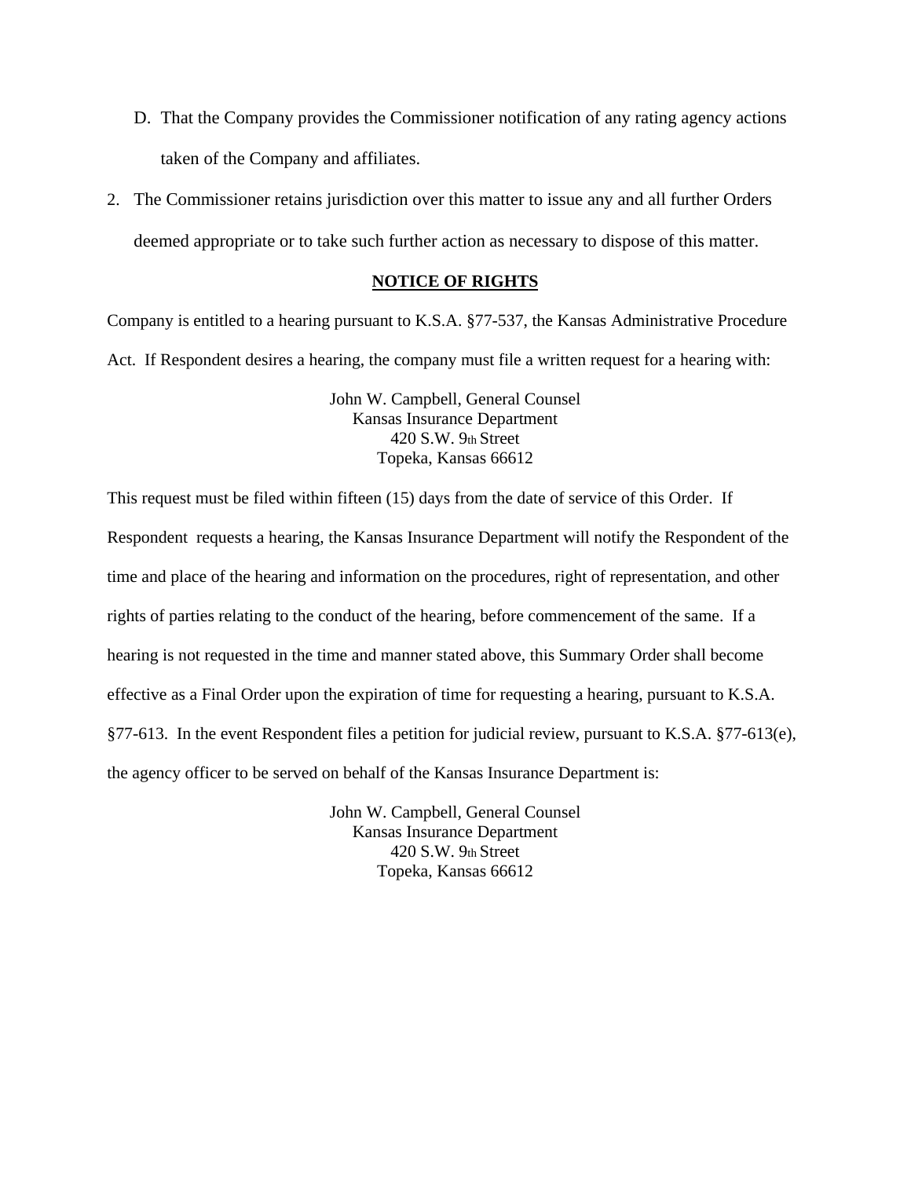D. That the Company provides the Commissioner notification of any rating agency actions taken of the Company and affiliates.

2. The Commissioner retains jurisdiction over this matter to issue any and all further Orders deemed appropriate or to take such further action as necessary to dispose of this matter.

**NOTICE OF RIGHTS**

Company is entitled to a hearing pursuant to K.S.A. §77-537, the Kansas Administrative Procedure Act. If Respondent desires a hearing, the company must file a written request for a hearing with:

John W. Campbell, General Counsel
Kansas Insurance Department
420 S.W. 9th Street
Topeka, Kansas 66612

This request must be filed within fifteen (15) days from the date of service of this Order. If Respondent requests a hearing, the Kansas Insurance Department will notify the Respondent of the time and place of the hearing and information on the procedures, right of representation, and other rights of parties relating to the conduct of the hearing, before commencement of the same. If a hearing is not requested in the time and manner stated above, this Summary Order shall become effective as a Final Order upon the expiration of time for requesting a hearing, pursuant to K.S.A. §77-613. In the event Respondent files a petition for judicial review, pursuant to K.S.A. §77-613(e), the agency officer to be served on behalf of the Kansas Insurance Department is:

John W. Campbell, General Counsel
Kansas Insurance Department
420 S.W. 9th Street
Topeka, Kansas 66612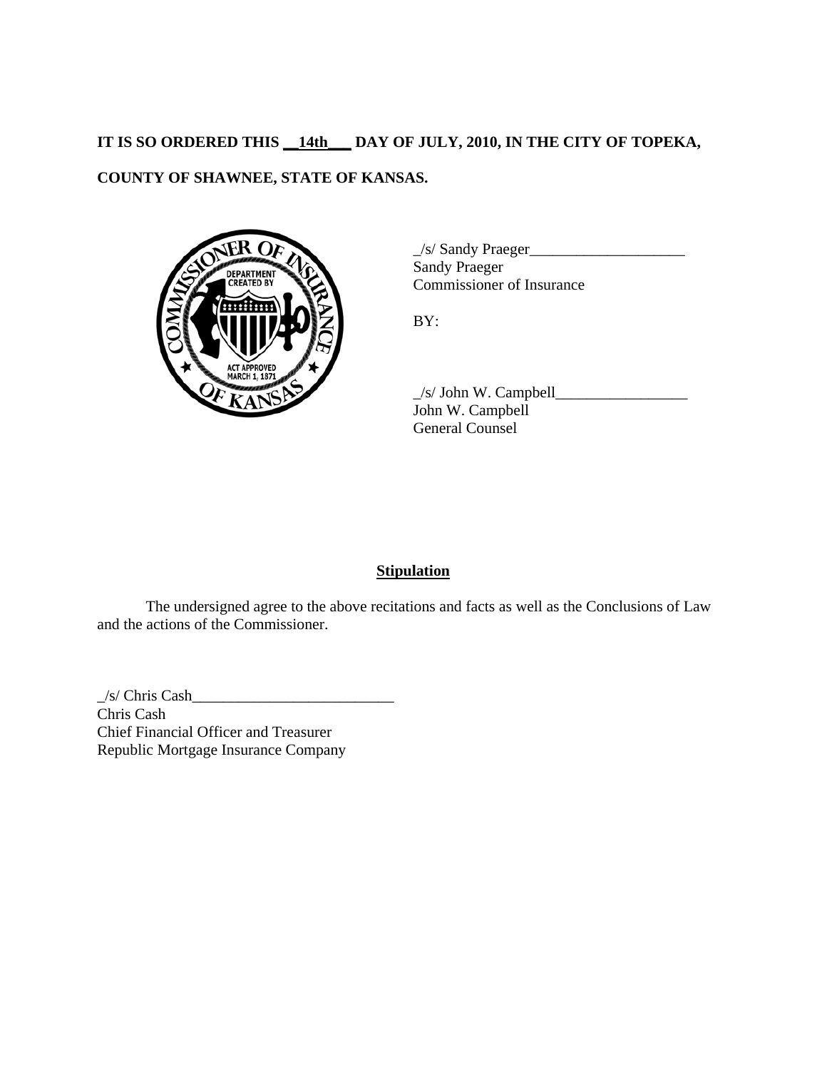**IT IS SO ORDERED THIS __14th___ DAY OF JULY, 2010, IN THE CITY OF TOPEKA, COUNTY OF SHAWNEE, STATE OF KANSAS.**

_/s/ Sandy Praeger____________________
Sandy Praeger
Commissioner of Insurance

BY:

_/s/ John W. Campbell_________________
John W. Campbell
General Counsel

## **Stipulation**

The undersigned agree to the above recitations and facts as well as the Conclusions of Law and the actions of the Commissioner.

_/s/ Chris Cash__________________________
Chris Cash
Chief Financial Officer and Treasurer
Republic Mortgage Insurance Company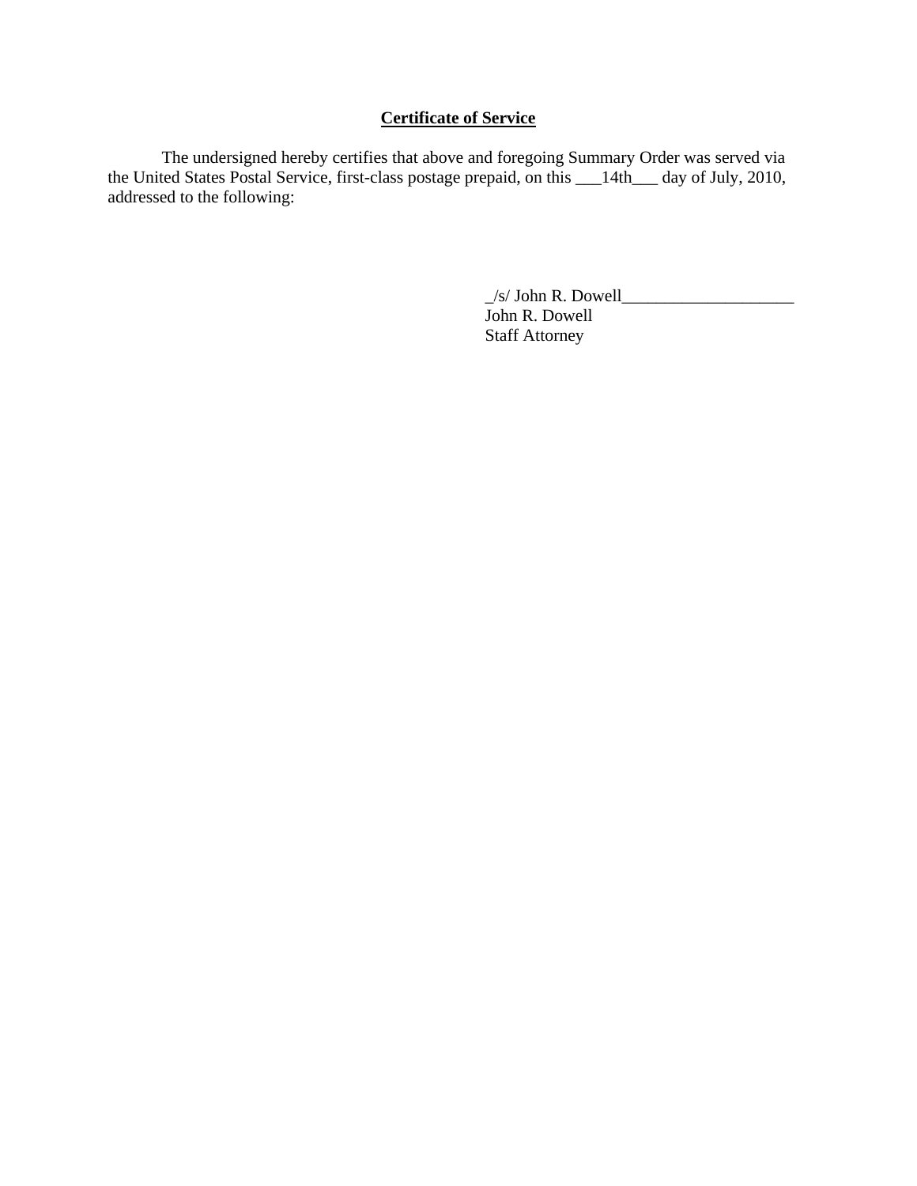**Certificate of Service**

The undersigned hereby certifies that above and foregoing Summary Order was served via the United States Postal Service, first-class postage prepaid, on this ___14th___ day of July, 2010, addressed to the following:

_/s/ John R. Dowell____________________
John R. Dowell
Staff Attorney